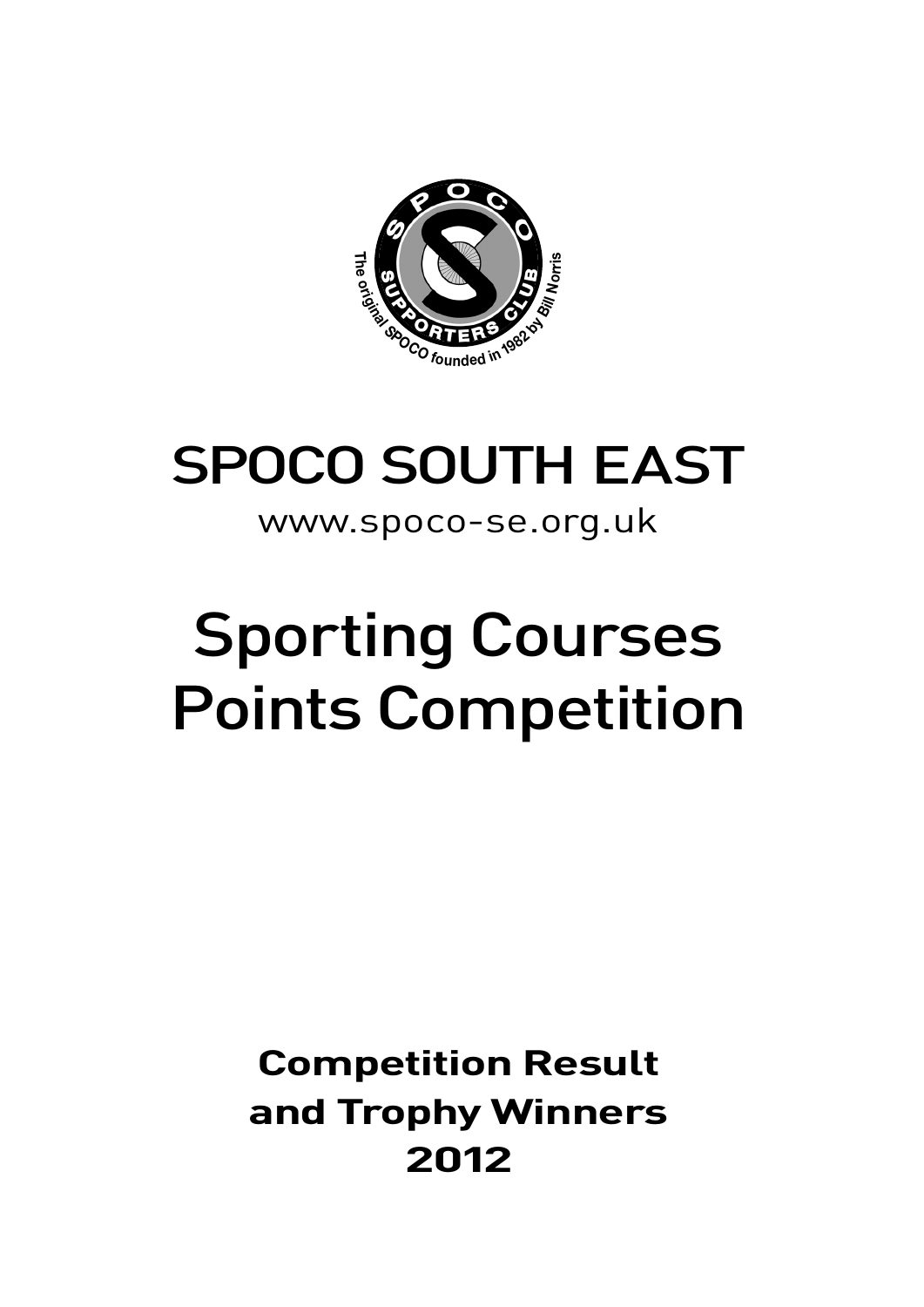# SPOCO SOUTH EAST

www.spoco-se.org.uk

# Sporting Courses Points Competition

**Competition Result and Trophy Winners 2012**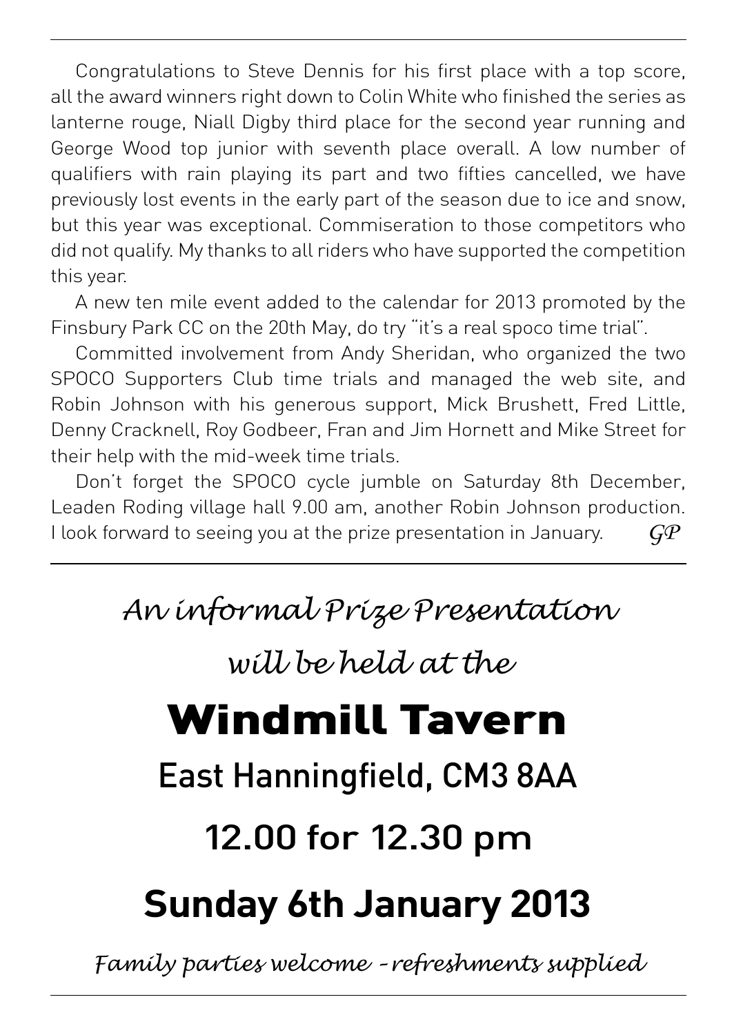Congratulations to Steve Dennis for his first place with a top score, all the award winners right down to Colin White who finished the series as lanterne rouge, Niall Digby third place for the second year running and George Wood top junior with seventh place overall. A low number of qualifiers with rain playing its part and two fifties cancelled, we have previously lost events in the early part of the season due to ice and snow, but this year was exceptional. Commiseration to those competitors who did not qualify. My thanks to all riders who have supported the competition this year.

A new ten mile event added to the calendar for 2013 promoted by the Finsbury Park CC on the 20th May, do try "it's a real spoco time trial".

Committed involvement from Andy Sheridan, who organized the two SPOCO Supporters Club time trials and managed the web site, and Robin Johnson with his generous support, Mick Brushett, Fred Little, Denny Cracknell, Roy Godbeer, Fran and Jim Hornett and Mike Street for their help with the mid-week time trials.

Don't forget the SPOCO cycle jumble on Saturday 8th December, Leaden Roding village hall 9.00 am, another Robin Johnson production. I look forward to seeing you at the prize presentation in January. *GP*

---

*An informal Prize Presentation*

*will be held at the*

# Windmill Tavern

## East Hanningfield, CM3 8AA

## 12.00 for 12.30 pm

## Sunday 6th January 2013

*Family parties welcome - refreshments supplied*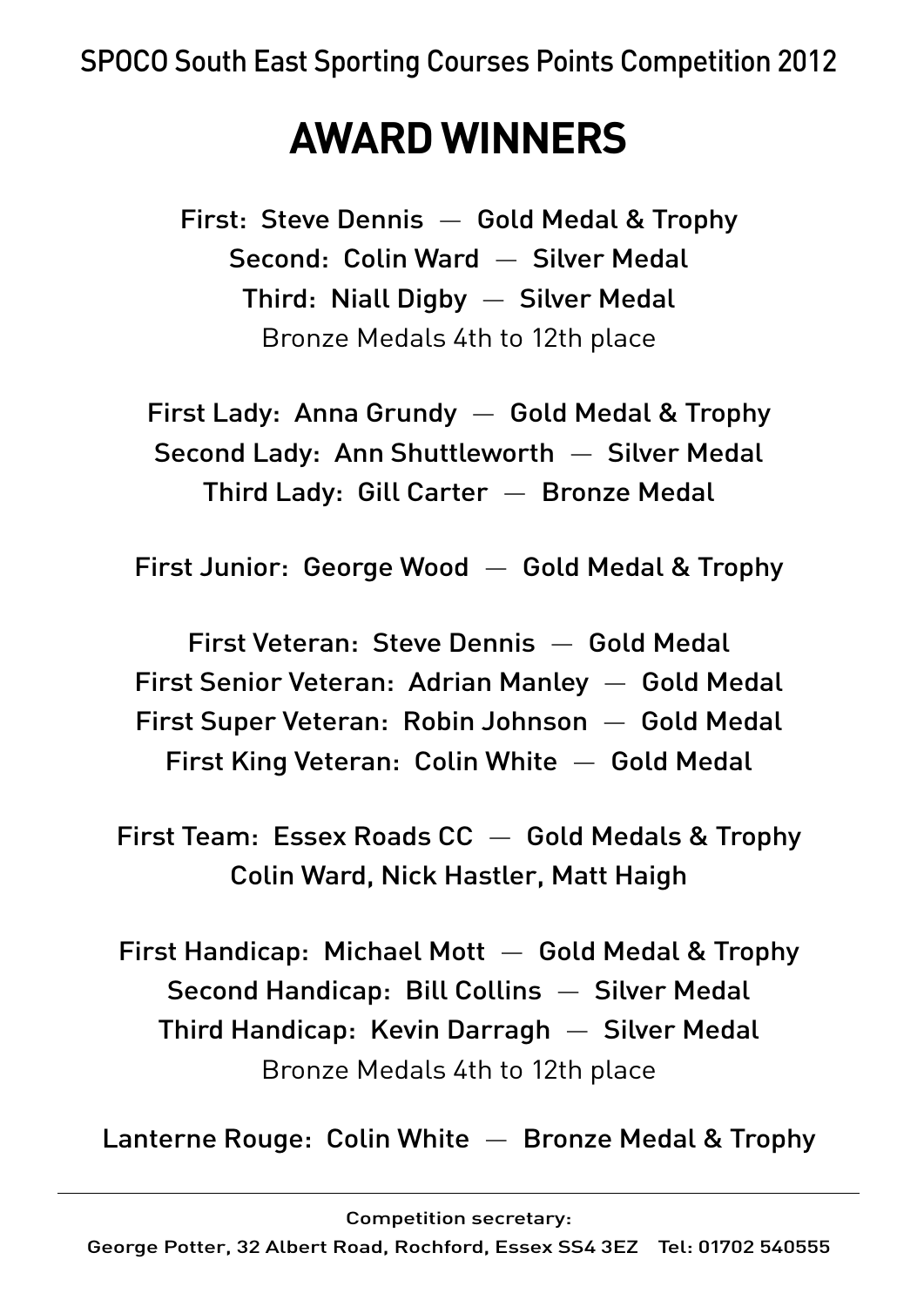SPOCO South East Sporting Courses Points Competition 2012

# AWARD WINNERS

**First: Steve Dennis — Gold Medal & Trophy**
**Second: Colin Ward — Silver Medal**
**Third: Niall Digby — Silver Medal**
Bronze Medals 4th to 12th place

**First Lady: Anna Grundy — Gold Medal & Trophy**
**Second Lady: Ann Shuttleworth — Silver Medal**
**Third Lady: Gill Carter — Bronze Medal**

**First Junior: George Wood — Gold Medal & Trophy**

**First Veteran: Steve Dennis — Gold Medal**
**First Senior Veteran: Adrian Manley — Gold Medal**
**First Super Veteran: Robin Johnson — Gold Medal**
**First King Veteran: Colin White — Gold Medal**

**First Team: Essex Roads CC — Gold Medals & Trophy**
**Colin Ward, Nick Hastler, Matt Haigh**

**First Handicap: Michael Mott — Gold Medal & Trophy**
**Second Handicap: Bill Collins — Silver Medal**
**Third Handicap: Kevin Darragh — Silver Medal**
Bronze Medals 4th to 12th place

**Lanterne Rouge: Colin White — Bronze Medal & Trophy**

---

**Competition secretary:**
**George Potter, 32 Albert Road, Rochford, Essex SS4 3EZ Tel: 01702 540555**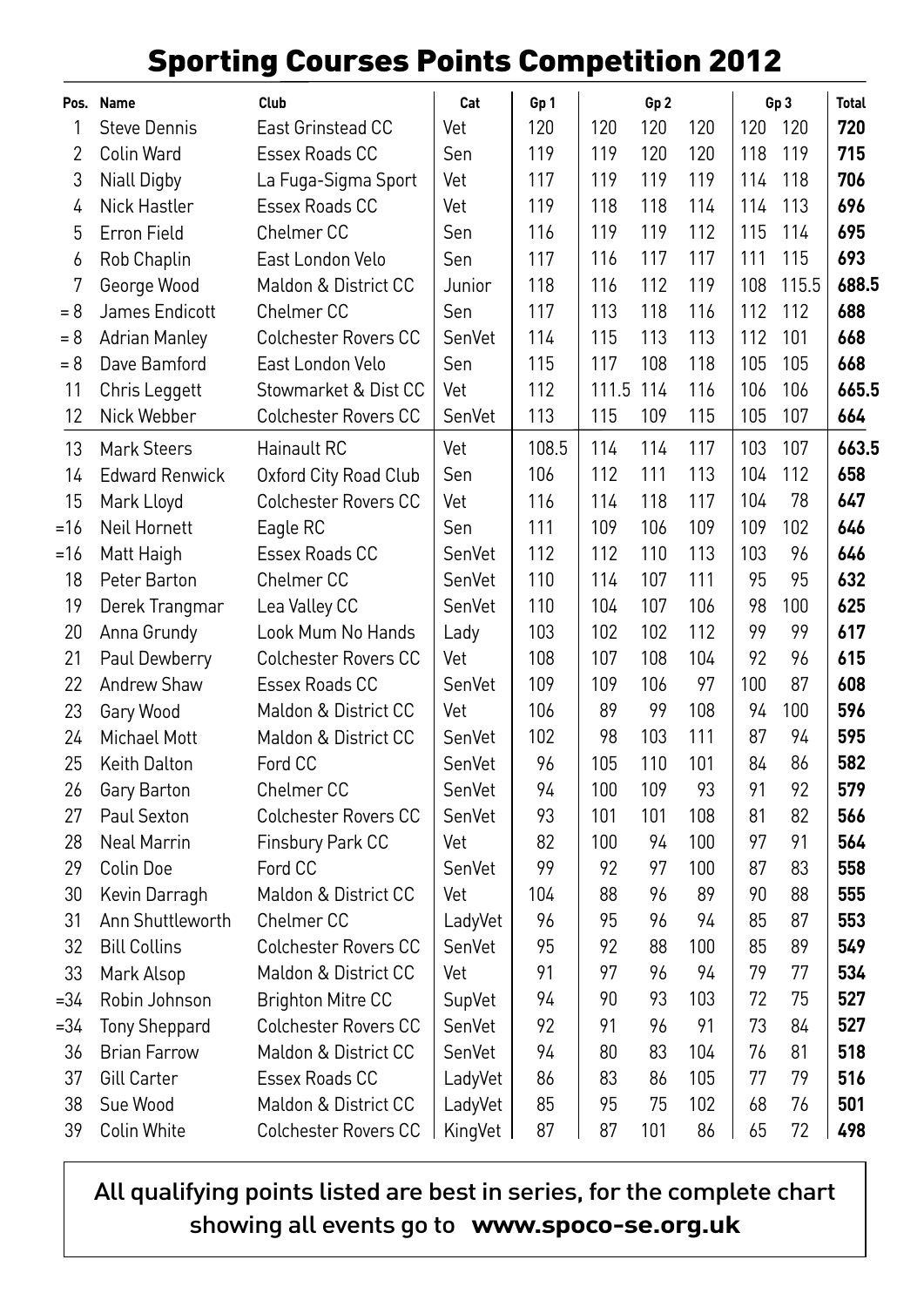# Sporting Courses Points Competition 2012

| Pos. | Name | Club | Cat | Gp 1 | Gp 2 | | | Gp 3 | | Total |
|---|---|---|---|---|---|---|---|---|---|---|
| 1 | Steve Dennis | East Grinstead CC | Vet | 120 | 120 | 120 | 120 | 120 | 120 | **720** |
| 2 | Colin Ward | Essex Roads CC | Sen | 119 | 119 | 120 | 120 | 118 | 119 | **715** |
| 3 | Niall Digby | La Fuga-Sigma Sport | Vet | 117 | 119 | 119 | 119 | 114 | 118 | **706** |
| 4 | Nick Hastler | Essex Roads CC | Vet | 119 | 118 | 118 | 114 | 114 | 113 | **696** |
| 5 | Erron Field | Chelmer CC | Sen | 116 | 119 | 119 | 112 | 115 | 114 | **695** |
| 6 | Rob Chaplin | East London Velo | Sen | 117 | 116 | 117 | 117 | 111 | 115 | **693** |
| 7 | George Wood | Maldon & District CC | Junior | 118 | 116 | 112 | 119 | 108 | 115.5 | **688.5** |
| = 8 | James Endicott | Chelmer CC | Sen | 117 | 113 | 118 | 116 | 112 | 112 | **688** |
| = 8 | Adrian Manley | Colchester Rovers CC | SenVet | 114 | 115 | 113 | 113 | 112 | 101 | **668** |
| = 8 | Dave Bamford | East London Velo | Sen | 115 | 117 | 108 | 118 | 105 | 105 | **668** |
| 11 | Chris Leggett | Stowmarket & Dist CC | Vet | 112 | 111.5 | 114 | 116 | 106 | 106 | **665.5** |
| 12 | Nick Webber | Colchester Rovers CC | SenVet | 113 | 115 | 109 | 115 | 105 | 107 | **664** |
| 13 | Mark Steers | Hainault RC | Vet | 108.5 | 114 | 114 | 117 | 103 | 107 | **663.5** |
| 14 | Edward Renwick | Oxford City Road Club | Sen | 106 | 112 | 111 | 113 | 104 | 112 | **658** |
| 15 | Mark Lloyd | Colchester Rovers CC | Vet | 116 | 114 | 118 | 117 | 104 | 78 | **647** |
| =16 | Neil Hornett | Eagle RC | Sen | 111 | 109 | 106 | 109 | 109 | 102 | **646** |
| =16 | Matt Haigh | Essex Roads CC | SenVet | 112 | 112 | 110 | 113 | 103 | 96 | **646** |
| 18 | Peter Barton | Chelmer CC | SenVet | 110 | 114 | 107 | 111 | 95 | 95 | **632** |
| 19 | Derek Trangmar | Lea Valley CC | SenVet | 110 | 104 | 107 | 106 | 98 | 100 | **625** |
| 20 | Anna Grundy | Look Mum No Hands | Lady | 103 | 102 | 102 | 112 | 99 | 99 | **617** |
| 21 | Paul Dewberry | Colchester Rovers CC | Vet | 108 | 107 | 108 | 104 | 92 | 96 | **615** |
| 22 | Andrew Shaw | Essex Roads CC | SenVet | 109 | 109 | 106 | 97 | 100 | 87 | **608** |
| 23 | Gary Wood | Maldon & District CC | Vet | 106 | 89 | 99 | 108 | 94 | 100 | **596** |
| 24 | Michael Mott | Maldon & District CC | SenVet | 102 | 98 | 103 | 111 | 87 | 94 | **595** |
| 25 | Keith Dalton | Ford CC | SenVet | 96 | 105 | 110 | 101 | 84 | 86 | **582** |
| 26 | Gary Barton | Chelmer CC | SenVet | 94 | 100 | 109 | 93 | 91 | 92 | **579** |
| 27 | Paul Sexton | Colchester Rovers CC | SenVet | 93 | 101 | 101 | 108 | 81 | 82 | **566** |
| 28 | Neal Marrin | Finsbury Park CC | Vet | 82 | 100 | 94 | 100 | 97 | 91 | **564** |
| 29 | Colin Doe | Ford CC | SenVet | 99 | 92 | 97 | 100 | 87 | 83 | **558** |
| 30 | Kevin Darragh | Maldon & District CC | Vet | 104 | 88 | 96 | 89 | 90 | 88 | **555** |
| 31 | Ann Shuttleworth | Chelmer CC | LadyVet | 96 | 95 | 96 | 94 | 85 | 87 | **553** |
| 32 | Bill Collins | Colchester Rovers CC | SenVet | 95 | 92 | 88 | 100 | 85 | 89 | **549** |
| 33 | Mark Alsop | Maldon & District CC | Vet | 91 | 97 | 96 | 94 | 79 | 77 | **534** |
| =34 | Robin Johnson | Brighton Mitre CC | SupVet | 94 | 90 | 93 | 103 | 72 | 75 | **527** |
| =34 | Tony Sheppard | Colchester Rovers CC | SenVet | 92 | 91 | 96 | 91 | 73 | 84 | **527** |
| 36 | Brian Farrow | Maldon & District CC | SenVet | 94 | 80 | 83 | 104 | 76 | 81 | **518** |
| 37 | Gill Carter | Essex Roads CC | LadyVet | 86 | 83 | 86 | 105 | 77 | 79 | **516** |
| 38 | Sue Wood | Maldon & District CC | LadyVet | 85 | 95 | 75 | 102 | 68 | 76 | **501** |
| 39 | Colin White | Colchester Rovers CC | KingVet | 87 | 87 | 101 | 86 | 65 | 72 | **498** |

All qualifying points listed are best in series, for the complete chart showing all events go to **www.spoco-se.org.uk**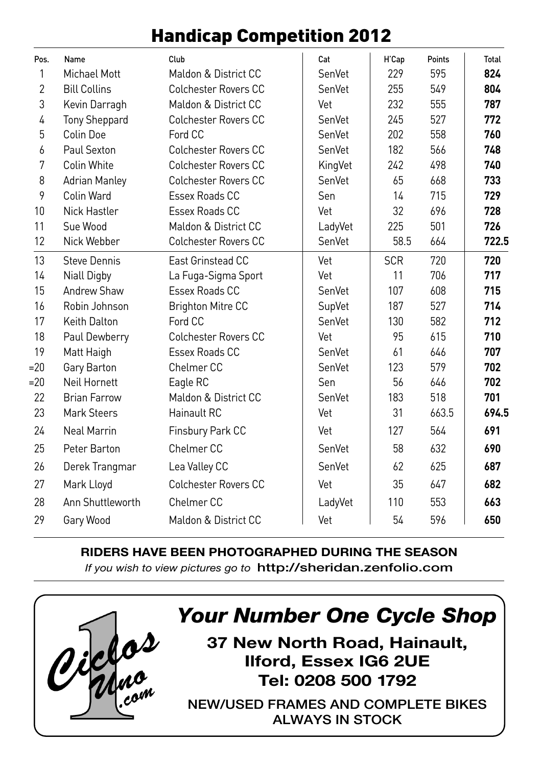# Handicap Competition 2012

| Pos. | Name | Club | Cat | H'Cap | Points | Total |
|---|---|---|---|---|---|---|
| 1 | Michael Mott | Maldon & District CC | SenVet | 229 | 595 | **824** |
| 2 | Bill Collins | Colchester Rovers CC | SenVet | 255 | 549 | **804** |
| 3 | Kevin Darragh | Maldon & District CC | Vet | 232 | 555 | **787** |
| 4 | Tony Sheppard | Colchester Rovers CC | SenVet | 245 | 527 | **772** |
| 5 | Colin Doe | Ford CC | SenVet | 202 | 558 | **760** |
| 6 | Paul Sexton | Colchester Rovers CC | SenVet | 182 | 566 | **748** |
| 7 | Colin White | Colchester Rovers CC | KingVet | 242 | 498 | **740** |
| 8 | Adrian Manley | Colchester Rovers CC | SenVet | 65 | 668 | **733** |
| 9 | Colin Ward | Essex Roads CC | Sen | 14 | 715 | **729** |
| 10 | Nick Hastler | Essex Roads CC | Vet | 32 | 696 | **728** |
| 11 | Sue Wood | Maldon & District CC | LadyVet | 225 | 501 | **726** |
| 12 | Nick Webber | Colchester Rovers CC | SenVet | 58.5 | 664 | **722.5** |
| 13 | Steve Dennis | East Grinstead CC | Vet | SCR | 720 | **720** |
| 14 | Niall Digby | La Fuga-Sigma Sport | Vet | 11 | 706 | **717** |
| 15 | Andrew Shaw | Essex Roads CC | SenVet | 107 | 608 | **715** |
| 16 | Robin Johnson | Brighton Mitre CC | SupVet | 187 | 527 | **714** |
| 17 | Keith Dalton | Ford CC | SenVet | 130 | 582 | **712** |
| 18 | Paul Dewberry | Colchester Rovers CC | Vet | 95 | 615 | **710** |
| 19 | Matt Haigh | Essex Roads CC | SenVet | 61 | 646 | **707** |
| =20 | Gary Barton | Chelmer CC | SenVet | 123 | 579 | **702** |
| =20 | Neil Hornett | Eagle RC | Sen | 56 | 646 | **702** |
| 22 | Brian Farrow | Maldon & District CC | SenVet | 183 | 518 | **701** |
| 23 | Mark Steers | Hainault RC | Vet | 31 | 663.5 | **694.5** |
| 24 | Neal Marrin | Finsbury Park CC | Vet | 127 | 564 | **691** |
| 25 | Peter Barton | Chelmer CC | SenVet | 58 | 632 | **690** |
| 26 | Derek Trangmar | Lea Valley CC | SenVet | 62 | 625 | **687** |
| 27 | Mark Lloyd | Colchester Rovers CC | Vet | 35 | 647 | **682** |
| 28 | Ann Shuttleworth | Chelmer CC | LadyVet | 110 | 553 | **663** |
| 29 | Gary Wood | Maldon & District CC | Vet | 54 | 596 | **650** |

**RIDERS HAVE BEEN PHOTOGRAPHED DURING THE SEASON**

*If you wish to view pictures go to* **http://sheridan.zenfolio.com**

Ciclos Uno .com

## *Your Number One Cycle Shop*

**37 New North Road, Hainault, Ilford, Essex IG6 2UE**
**Tel: 0208 500 1792**

NEW/USED FRAMES AND COMPLETE BIKES ALWAYS IN STOCK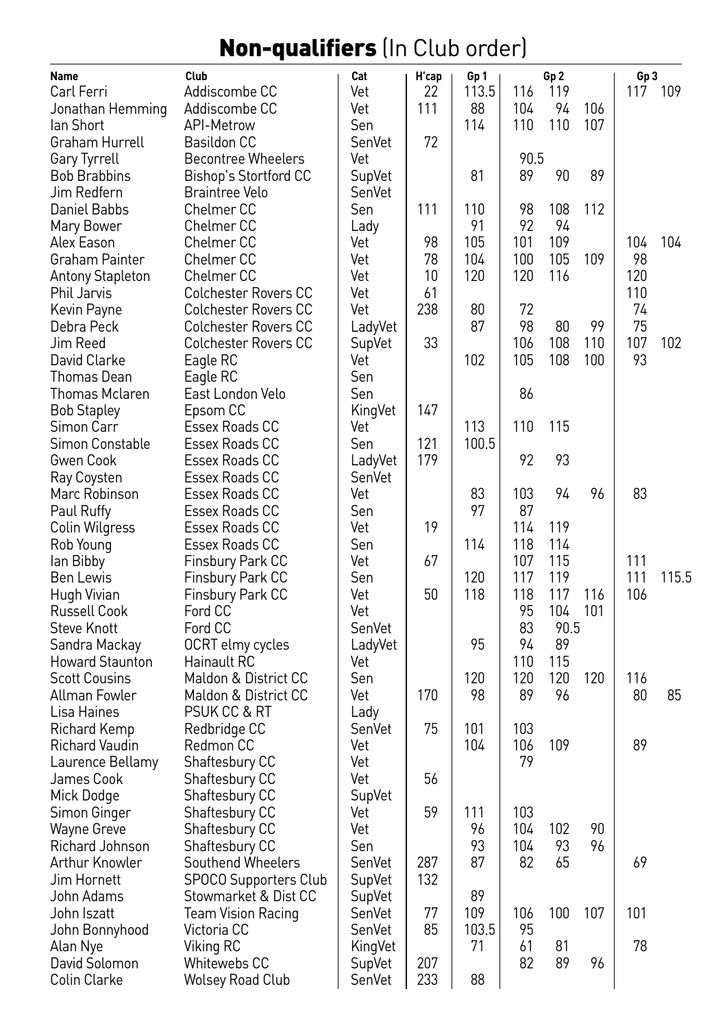# **Non-qualifiers** (In Club order)

| Name | Club | Cat | H'cap | Gp 1 | Gp 2 | | | Gp 3 | |
|---|---|---|---|---|---|---|---|---|---|
| Carl Ferri | Addiscombe CC | Vet | 22 | 113.5 | 116 | 119 | | 117 | 109 |
| Jonathan Hemming | Addiscombe CC | Vet | 111 | 88 | 104 | 94 | 106 | | |
| Ian Short | API-Metrow | Sen | | 114 | 110 | 110 | 107 | | |
| Graham Hurrell | Basildon CC | SenVet | 72 | | | | | | |
| Gary Tyrrell | Becontree Wheelers | Vet | | | 90.5 | | | | |
| Bob Brabbins | Bishop's Stortford CC | SupVet | | 81 | 89 | 90 | 89 | | |
| Jim Redfern | Braintree Velo | SenVet | | | | | | | |
| Daniel Babbs | Chelmer CC | Sen | 111 | 110 | 98 | 108 | 112 | | |
| Mary Bower | Chelmer CC | Lady | | 91 | 92 | 94 | | | |
| Alex Eason | Chelmer CC | Vet | 98 | 105 | 101 | 109 | | 104 | 104 |
| Graham Painter | Chelmer CC | Vet | 78 | 104 | 100 | 105 | 109 | 98 | |
| Antony Stapleton | Chelmer CC | Vet | 10 | 120 | 120 | 116 | | 120 | |
| Phil Jarvis | Colchester Rovers CC | Vet | 61 | | | | | 110 | |
| Kevin Payne | Colchester Rovers CC | Vet | 238 | 80 | 72 | | | 74 | |
| Debra Peck | Colchester Rovers CC | LadyVet | | 87 | 98 | 80 | 99 | 75 | |
| Jim Reed | Colchester Rovers CC | SupVet | 33 | | 106 | 108 | 110 | 107 | 102 |
| David Clarke | Eagle RC | Vet | | 102 | 105 | 108 | 100 | 93 | |
| Thomas Dean | Eagle RC | Sen | | | | | | | |
| Thomas Mclaren | East London Velo | Sen | | | 86 | | | | |
| Bob Stapley | Epsom CC | KingVet | 147 | | | | | | |
| Simon Carr | Essex Roads CC | Vet | | 113 | 110 | 115 | | | |
| Simon Constable | Essex Roads CC | Sen | 121 | 100.5 | | | | | |
| Gwen Cook | Essex Roads CC | LadyVet | 179 | | 92 | 93 | | | |
| Ray Coysten | Essex Roads CC | SenVet | | | | | | | |
| Marc Robinson | Essex Roads CC | Vet | | 83 | 103 | 94 | 96 | 83 | |
| Paul Ruffy | Essex Roads CC | Sen | | 97 | 87 | | | | |
| Colin Wilgress | Essex Roads CC | Vet | 19 | | 114 | 119 | | | |
| Rob Young | Essex Roads CC | Sen | | 114 | 118 | 114 | | | |
| Ian Bibby | Finsbury Park CC | Vet | 67 | | 107 | 115 | | 111 | |
| Ben Lewis | Finsbury Park CC | Sen | | 120 | 117 | 119 | | 111 | 115.5 |
| Hugh Vivian | Finsbury Park CC | Vet | 50 | 118 | 118 | 117 | 116 | 106 | |
| Russell Cook | Ford CC | Vet | | | 95 | 104 | 101 | | |
| Steve Knott | Ford CC | SenVet | | | 83 | 90.5 | | | |
| Sandra Mackay | OCRT elmy cycles | LadyVet | | 95 | 94 | 89 | | | |
| Howard Staunton | Hainault RC | Vet | | | 110 | 115 | | | |
| Scott Cousins | Maldon & District CC | Sen | | 120 | 120 | 120 | 120 | 116 | |
| Allman Fowler | Maldon & District CC | Vet | 170 | 98 | 89 | 96 | | 80 | 85 |
| Lisa Haines | PSUK CC & RT | Lady | | | | | | | |
| Richard Kemp | Redbridge CC | SenVet | 75 | 101 | 103 | | | | |
| Richard Vaudin | Redmon CC | Vet | | 104 | 106 | 109 | | 89 | |
| Laurence Bellamy | Shaftesbury CC | Vet | | | 79 | | | | |
| James Cook | Shaftesbury CC | Vet | 56 | | | | | | |
| Mick Dodge | Shaftesbury CC | SupVet | | | | | | | |
| Simon Ginger | Shaftesbury CC | Vet | 59 | 111 | 103 | | | | |
| Wayne Greve | Shaftesbury CC | Vet | | 96 | 104 | 102 | 90 | | |
| Richard Johnson | Shaftesbury CC | Sen | | 93 | 104 | 93 | 96 | | |
| Arthur Knowler | Southend Wheelers | SenVet | 287 | 87 | 82 | 65 | | 69 | |
| Jim Hornett | SPOCO Supporters Club | SupVet | 132 | | | | | | |
| John Adams | Stowmarket & Dist CC | SupVet | | 89 | | | | | |
| John Iszatt | Team Vision Racing | SenVet | 77 | 109 | 106 | 100 | 107 | 101 | |
| John Bonnyhood | Victoria CC | SenVet | 85 | 103.5 | 95 | | | | |
| Alan Nye | Viking RC | KingVet | | 71 | 61 | 81 | | 78 | |
| David Solomon | Whitewebs CC | SupVet | 207 | | 82 | 89 | 96 | | |
| Colin Clarke | Wolsey Road Club | SenVet | 233 | 88 | | | | | |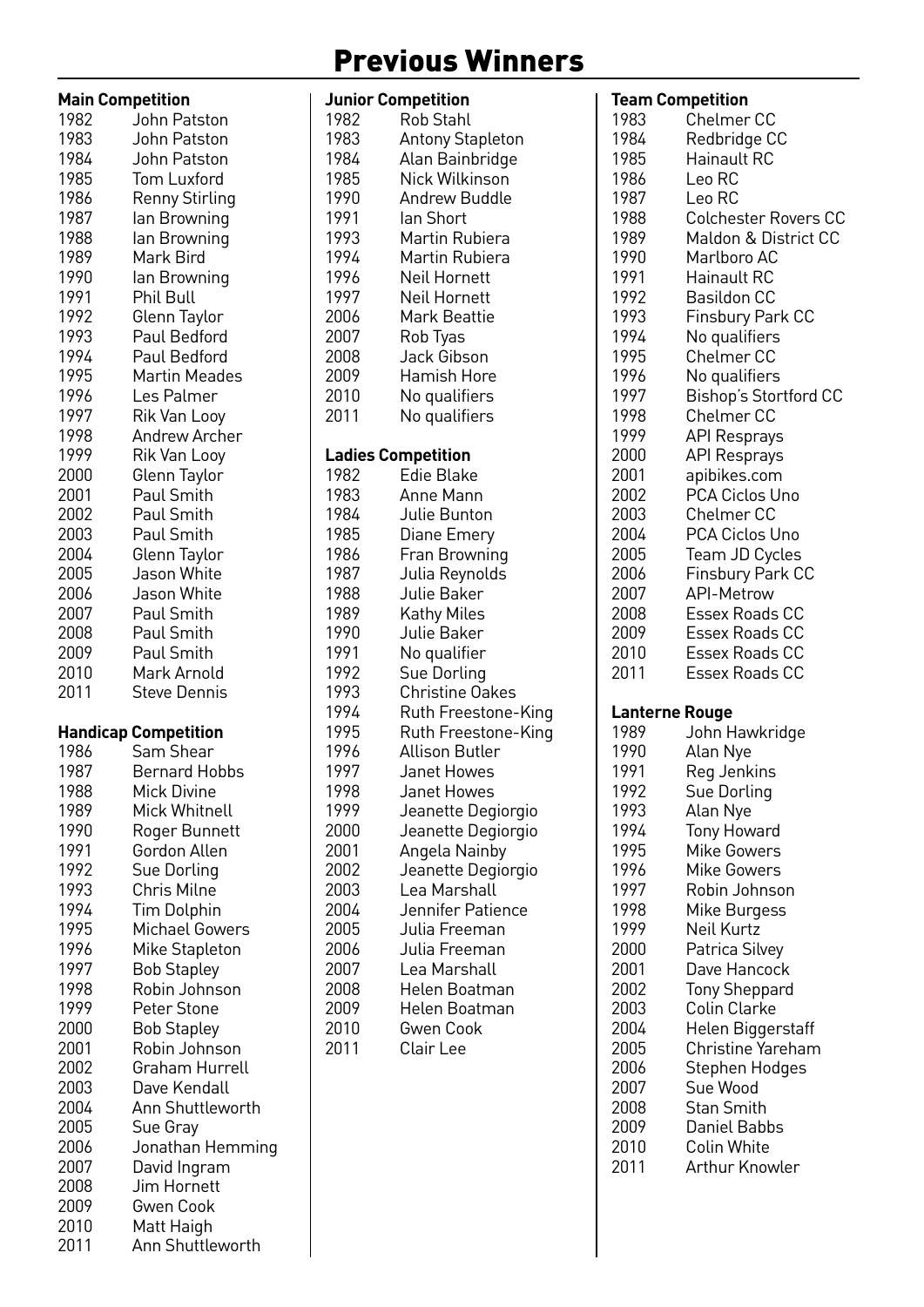# Previous Winners

### Main Competition

| Year | Winner |
|---|---|
| 1982 | John Patston |
| 1983 | John Patston |
| 1984 | John Patston |
| 1985 | Tom Luxford |
| 1986 | Renny Stirling |
| 1987 | Ian Browning |
| 1988 | Ian Browning |
| 1989 | Mark Bird |
| 1990 | Ian Browning |
| 1991 | Phil Bull |
| 1992 | Glenn Taylor |
| 1993 | Paul Bedford |
| 1994 | Paul Bedford |
| 1995 | Martin Meades |
| 1996 | Les Palmer |
| 1997 | Rik Van Looy |
| 1998 | Andrew Archer |
| 1999 | Rik Van Looy |
| 2000 | Glenn Taylor |
| 2001 | Paul Smith |
| 2002 | Paul Smith |
| 2003 | Paul Smith |
| 2004 | Glenn Taylor |
| 2005 | Jason White |
| 2006 | Jason White |
| 2007 | Paul Smith |
| 2008 | Paul Smith |
| 2009 | Paul Smith |
| 2010 | Mark Arnold |
| 2011 | Steve Dennis |

### Handicap Competition

| Year | Winner |
|---|---|
| 1986 | Sam Shear |
| 1987 | Bernard Hobbs |
| 1988 | Mick Divine |
| 1989 | Mick Whitnell |
| 1990 | Roger Bunnett |
| 1991 | Gordon Allen |
| 1992 | Sue Dorling |
| 1993 | Chris Milne |
| 1994 | Tim Dolphin |
| 1995 | Michael Gowers |
| 1996 | Mike Stapleton |
| 1997 | Bob Stapley |
| 1998 | Robin Johnson |
| 1999 | Peter Stone |
| 2000 | Bob Stapley |
| 2001 | Robin Johnson |
| 2002 | Graham Hurrell |
| 2003 | Dave Kendall |
| 2004 | Ann Shuttleworth |
| 2005 | Sue Gray |
| 2006 | Jonathan Hemming |
| 2007 | David Ingram |
| 2008 | Jim Hornett |
| 2009 | Gwen Cook |
| 2010 | Matt Haigh |
| 2011 | Ann Shuttleworth |

### Junior Competition

| Year | Winner |
|---|---|
| 1982 | Rob Stahl |
| 1983 | Antony Stapleton |
| 1984 | Alan Bainbridge |
| 1985 | Nick Wilkinson |
| 1990 | Andrew Buddle |
| 1991 | Ian Short |
| 1993 | Martin Rubiera |
| 1994 | Martin Rubiera |
| 1996 | Neil Hornett |
| 1997 | Neil Hornett |
| 2006 | Mark Beattie |
| 2007 | Rob Tyas |
| 2008 | Jack Gibson |
| 2009 | Hamish Hore |
| 2010 | No qualifiers |
| 2011 | No qualifiers |

### Ladies Competition

| Year | Winner |
|---|---|
| 1982 | Edie Blake |
| 1983 | Anne Mann |
| 1984 | Julie Bunton |
| 1985 | Diane Emery |
| 1986 | Fran Browning |
| 1987 | Julia Reynolds |
| 1988 | Julie Baker |
| 1989 | Kathy Miles |
| 1990 | Julie Baker |
| 1991 | No qualifier |
| 1992 | Sue Dorling |
| 1993 | Christine Oakes |
| 1994 | Ruth Freestone-King |
| 1995 | Ruth Freestone-King |
| 1996 | Allison Butler |
| 1997 | Janet Howes |
| 1998 | Janet Howes |
| 1999 | Jeanette Degiorgio |
| 2000 | Jeanette Degiorgio |
| 2001 | Angela Nainby |
| 2002 | Jeanette Degiorgio |
| 2003 | Lea Marshall |
| 2004 | Jennifer Patience |
| 2005 | Julia Freeman |
| 2006 | Julia Freeman |
| 2007 | Lea Marshall |
| 2008 | Helen Boatman |
| 2009 | Helen Boatman |
| 2010 | Gwen Cook |
| 2011 | Clair Lee |

### Team Competition

| Year | Winner |
|---|---|
| 1983 | Chelmer CC |
| 1984 | Redbridge CC |
| 1985 | Hainault RC |
| 1986 | Leo RC |
| 1987 | Leo RC |
| 1988 | Colchester Rovers CC |
| 1989 | Maldon & District CC |
| 1990 | Marlboro AC |
| 1991 | Hainault RC |
| 1992 | Basildon CC |
| 1993 | Finsbury Park CC |
| 1994 | No qualifiers |
| 1995 | Chelmer CC |
| 1996 | No qualifiers |
| 1997 | Bishop's Stortford CC |
| 1998 | Chelmer CC |
| 1999 | API Resprays |
| 2000 | API Resprays |
| 2001 | apibikes.com |
| 2002 | PCA Ciclos Uno |
| 2003 | Chelmer CC |
| 2004 | PCA Ciclos Uno |
| 2005 | Team JD Cycles |
| 2006 | Finsbury Park CC |
| 2007 | API-Metrow |
| 2008 | Essex Roads CC |
| 2009 | Essex Roads CC |
| 2010 | Essex Roads CC |
| 2011 | Essex Roads CC |

### Lanterne Rouge

| Year | Winner |
|---|---|
| 1989 | John Hawkridge |
| 1990 | Alan Nye |
| 1991 | Reg Jenkins |
| 1992 | Sue Dorling |
| 1993 | Alan Nye |
| 1994 | Tony Howard |
| 1995 | Mike Gowers |
| 1996 | Mike Gowers |
| 1997 | Robin Johnson |
| 1998 | Mike Burgess |
| 1999 | Neil Kurtz |
| 2000 | Patrica Silvey |
| 2001 | Dave Hancock |
| 2002 | Tony Sheppard |
| 2003 | Colin Clarke |
| 2004 | Helen Biggerstaff |
| 2005 | Christine Yareham |
| 2006 | Stephen Hodges |
| 2007 | Sue Wood |
| 2008 | Stan Smith |
| 2009 | Daniel Babbs |
| 2010 | Colin White |
| 2011 | Arthur Knowler |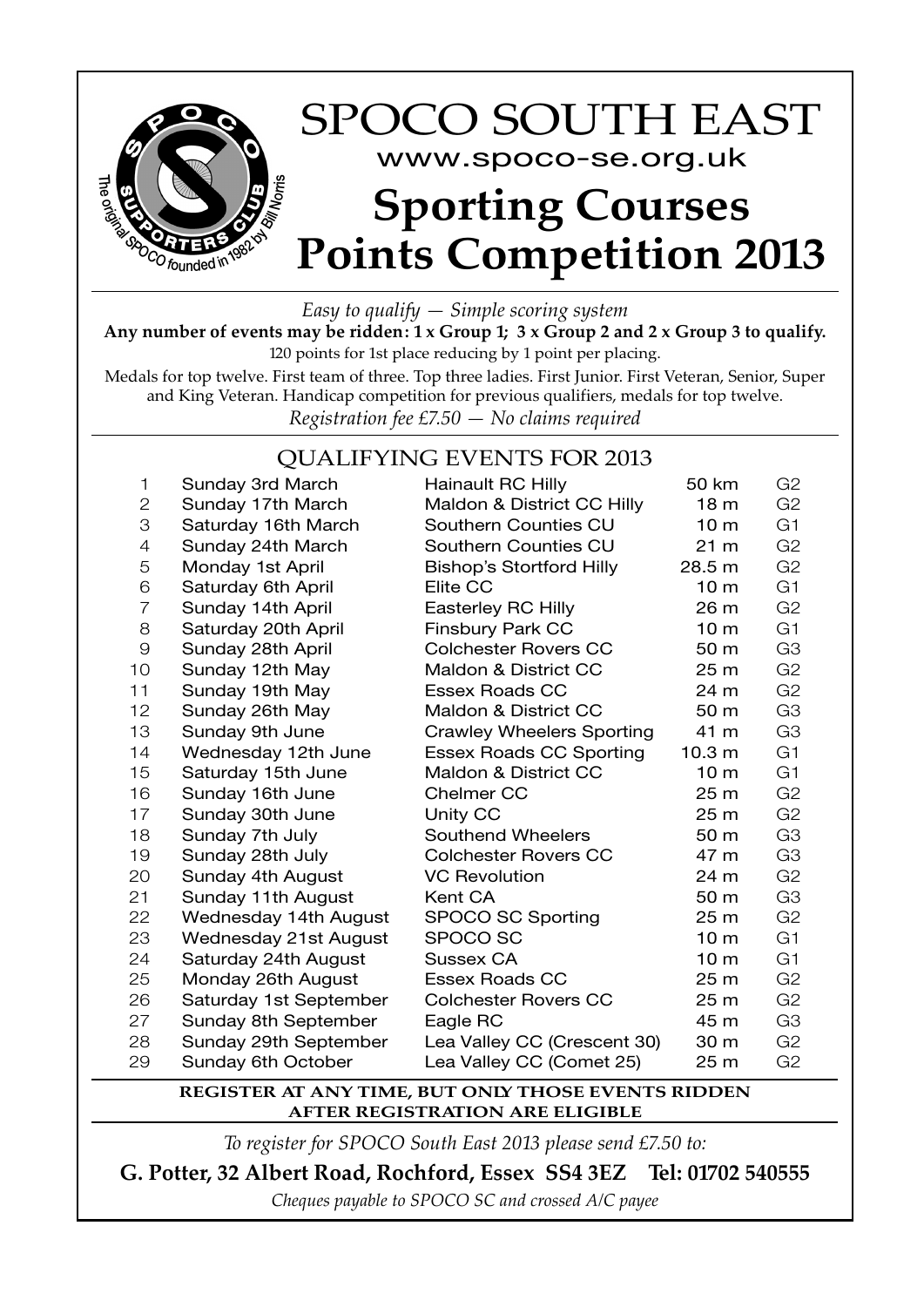# SPOCO SOUTH EAST

www.spoco-se.org.uk

# Sporting Courses Points Competition 2013

*Easy to qualify — Simple scoring system*

**Any number of events may be ridden: 1 x Group 1; 3 x Group 2 and 2 x Group 3 to qualify.**

120 points for 1st place reducing by 1 point per placing.

Medals for top twelve. First team of three. Top three ladies. First Junior. First Veteran, Senior, Super and King Veteran. Handicap competition for previous qualifiers, medals for top twelve.

*Registration fee £7.50 — No claims required*

## QUALIFYING EVENTS FOR 2013

| | | | | |
|---|---|---|---|---|
| 1 | Sunday 3rd March | Hainault RC Hilly | 50 km | G2 |
| 2 | Sunday 17th March | Maldon & District CC Hilly | 18 m | G2 |
| 3 | Saturday 16th March | Southern Counties CU | 10 m | G1 |
| 4 | Sunday 24th March | Southern Counties CU | 21 m | G2 |
| 5 | Monday 1st April | Bishop's Stortford Hilly | 28.5 m | G2 |
| 6 | Saturday 6th April | Elite CC | 10 m | G1 |
| 7 | Sunday 14th April | Easterley RC Hilly | 26 m | G2 |
| 8 | Saturday 20th April | Finsbury Park CC | 10 m | G1 |
| 9 | Sunday 28th April | Colchester Rovers CC | 50 m | G3 |
| 10 | Sunday 12th May | Maldon & District CC | 25 m | G2 |
| 11 | Sunday 19th May | Essex Roads CC | 24 m | G2 |
| 12 | Sunday 26th May | Maldon & District CC | 50 m | G3 |
| 13 | Sunday 9th June | Crawley Wheelers Sporting | 41 m | G3 |
| 14 | Wednesday 12th June | Essex Roads CC Sporting | 10.3 m | G1 |
| 15 | Saturday 15th June | Maldon & District CC | 10 m | G1 |
| 16 | Sunday 16th June | Chelmer CC | 25 m | G2 |
| 17 | Sunday 30th June | Unity CC | 25 m | G2 |
| 18 | Sunday 7th July | Southend Wheelers | 50 m | G3 |
| 19 | Sunday 28th July | Colchester Rovers CC | 47 m | G3 |
| 20 | Sunday 4th August | VC Revolution | 24 m | G2 |
| 21 | Sunday 11th August | Kent CA | 50 m | G3 |
| 22 | Wednesday 14th August | SPOCO SC Sporting | 25 m | G2 |
| 23 | Wednesday 21st August | SPOCO SC | 10 m | G1 |
| 24 | Saturday 24th August | Sussex CA | 10 m | G1 |
| 25 | Monday 26th August | Essex Roads CC | 25 m | G2 |
| 26 | Saturday 1st September | Colchester Rovers CC | 25 m | G2 |
| 27 | Sunday 8th September | Eagle RC | 45 m | G3 |
| 28 | Sunday 29th September | Lea Valley CC (Crescent 30) | 30 m | G2 |
| 29 | Sunday 6th October | Lea Valley CC (Comet 25) | 25 m | G2 |

**REGISTER AT ANY TIME, BUT ONLY THOSE EVENTS RIDDEN AFTER REGISTRATION ARE ELIGIBLE**

*To register for SPOCO South East 2013 please send £7.50 to:*

**G. Potter, 32 Albert Road, Rochford, Essex SS4 3EZ Tel: 01702 540555**

*Cheques payable to SPOCO SC and crossed A/C payee*